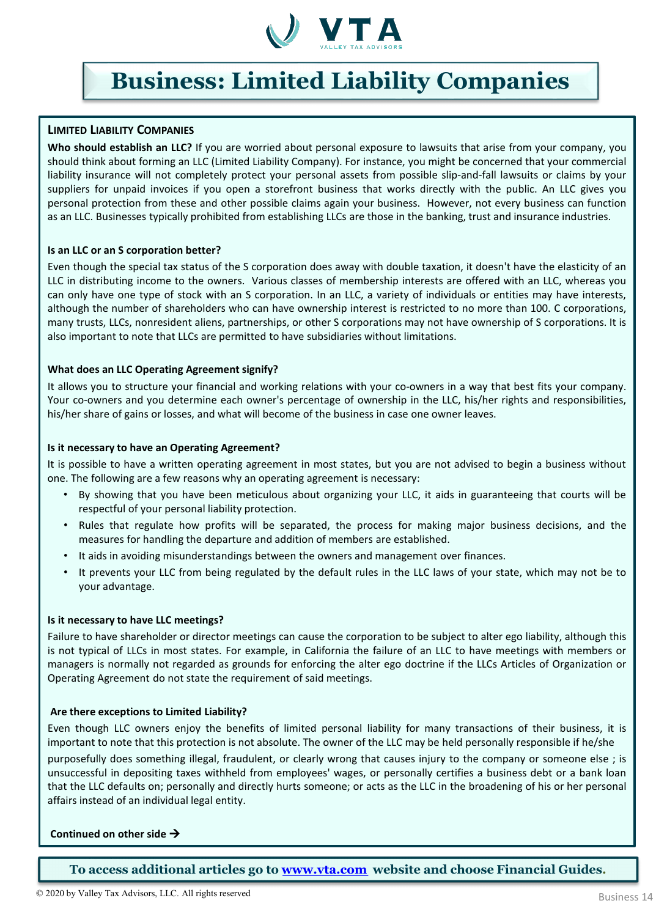# Business: Limited Liability Companies

## Limited Liability Companies

**Who should establish an LLC?** If you are worried about personal exposure to lawsuits that arise from your company, you should think about forming an LLC (Limited Liability Company). For instance, you might be concerned that your commercial liability insurance will not completely protect your personal assets from possible slip-and-fall lawsuits or claims by your suppliers for unpaid invoices if you open a storefront business that works directly with the public. An LLC gives you personal protection from these and other possible claims again your business. However, not every business can function as an LLC. Businesses typically prohibited from establishing LLCs are those in the banking, trust and insurance industries.

### Is an LLC or an S corporation better?

Even though the special tax status of the S corporation does away with double taxation, it doesn't have the elasticity of an LLC in distributing income to the owners. Various classes of membership interests are offered with an LLC, whereas you can only have one type of stock with an S corporation. In an LLC, a variety of individuals or entities may have interests, although the number of shareholders who can have ownership interest is restricted to no more than 100. C corporations, many trusts, LLCs, nonresident aliens, partnerships, or other S corporations may not have ownership of S corporations. It is also important to note that LLCs are permitted to have subsidiaries without limitations.

### What does an LLC Operating Agreement signify?

It allows you to structure your financial and working relations with your co-owners in a way that best fits your company. Your co-owners and you determine each owner's percentage of ownership in the LLC, his/her rights and responsibilities, his/her share of gains or losses, and what will become of the business in case one owner leaves.

### Is it necessary to have an Operating Agreement?

It is possible to have a written operating agreement in most states, but you are not advised to begin a business without one. The following are a few reasons why an operating agreement is necessary:

- By showing that you have been meticulous about organizing your LLC, it aids in guaranteeing that courts will be respectful of your personal liability protection.
- Rules that regulate how profits will be separated, the process for making major business decisions, and the measures for handling the departure and addition of members are established.
- It aids in avoiding misunderstandings between the owners and management over finances.
- It prevents your LLC from being regulated by the default rules in the LLC laws of your state, which may not be to your advantage.

### Is it necessary to have LLC meetings?

Failure to have shareholder or director meetings can cause the corporation to be subject to alter ego liability, although this is not typical of LLCs in most states. For example, in California the failure of an LLC to have meetings with members or managers is normally not regarded as grounds for enforcing the alter ego doctrine if the LLCs Articles of Organization or Operating Agreement do not state the requirement of said meetings.

### Are there exceptions to Limited Liability?

Even though LLC owners enjoy the benefits of limited personal liability for many transactions of their business, it is important to note that this protection is not absolute. The owner of the LLC may be held personally responsible if he/she purposefully does something illegal, fraudulent, or clearly wrong that causes injury to the company or someone else ; is unsuccessful in depositing taxes withheld from employees' wages, or personally certifies a business debt or a bank loan that the LLC defaults on; personally and directly hurts someone; or acts as the LLC in the broadening of his or her personal affairs instead of an individual legal entity.

**Continued on other side →**

**To access additional articles go to [www.vta.com](http://www.vta.com) website and choose Financial Guides.**

© 2020 by Valley Tax Advisors, LLC. All rights reserved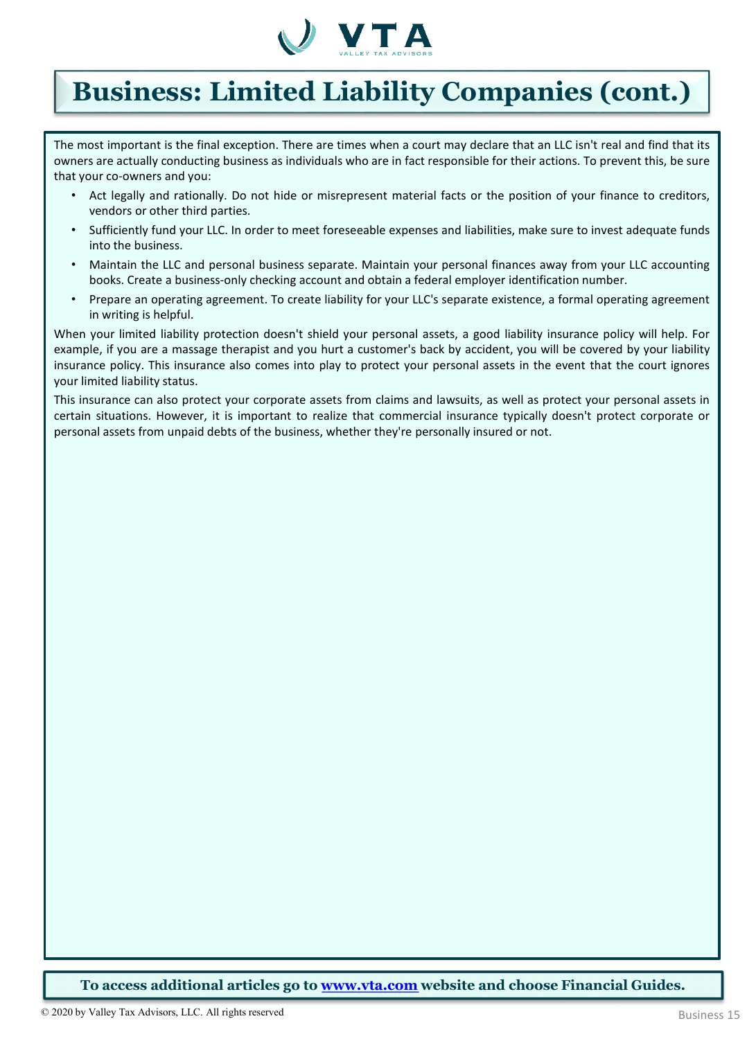# Business: Limited Liability Companies (cont.)

The most important is the final exception. There are times when a court may declare that an LLC isn't real and find that its owners are actually conducting business as individuals who are in fact responsible for their actions. To prevent this, be sure that your co-owners and you:

- Act legally and rationally. Do not hide or misrepresent material facts or the position of your finance to creditors, vendors or other third parties.
- Sufficiently fund your LLC. In order to meet foreseeable expenses and liabilities, make sure to invest adequate funds into the business.
- Maintain the LLC and personal business separate. Maintain your personal finances away from your LLC accounting books. Create a business-only checking account and obtain a federal employer identification number.
- Prepare an operating agreement. To create liability for your LLC's separate existence, a formal operating agreement in writing is helpful.

When your limited liability protection doesn't shield your personal assets, a good liability insurance policy will help. For example, if you are a massage therapist and you hurt a customer's back by accident, you will be covered by your liability insurance policy. This insurance also comes into play to protect your personal assets in the event that the court ignores your limited liability status.

This insurance can also protect your corporate assets from claims and lawsuits, as well as protect your personal assets in certain situations. However, it is important to realize that commercial insurance typically doesn't protect corporate or personal assets from unpaid debts of the business, whether they're personally insured or not.

**To access additional articles go to [www.vta.com](http://www.vta.com) website and choose Financial Guides.**

© 2020 by Valley Tax Advisors, LLC. All rights reserved